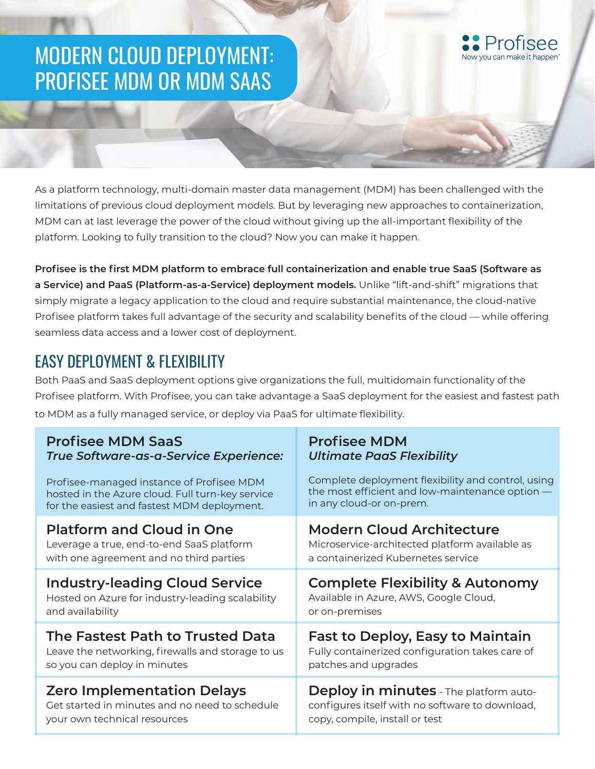# MODERN CLOUD DEPLOYMENT: PROFISEE MDM OR MDM SAAS

Profisee
Now you can make it happen®

As a platform technology, multi-domain master data management (MDM) has been challenged with the limitations of previous cloud deployment models. But by leveraging new approaches to containerization, MDM can at last leverage the power of the cloud without giving up the all-important flexibility of the platform. Looking to fully transition to the cloud? Now you can make it happen.

**Profisee is the first MDM platform to embrace full containerization and enable true SaaS (Software as a Service) and PaaS (Platform-as-a-Service) deployment models.** Unlike "lift-and-shift" migrations that simply migrate a legacy application to the cloud and require substantial maintenance, the cloud-native Profisee platform takes full advantage of the security and scalability benefits of the cloud — while offering seamless data access and a lower cost of deployment.

## EASY DEPLOYMENT & FLEXIBILITY

Both PaaS and SaaS deployment options give organizations the full, multidomain functionality of the Profisee platform. With Profisee, you can take advantage a SaaS deployment for the easiest and fastest path to MDM as a fully managed service, or deploy via PaaS for ultimate flexibility.

| **Profisee MDM SaaS**<br>***True Software-as-a-Service Experience:***<br><br>Profisee-managed instance of Profisee MDM hosted in the Azure cloud. Full turn-key service for the easiest and fastest MDM deployment. | **Profisee MDM**<br>***Ultimate PaaS Flexibility***<br><br>Complete deployment flexibility and control, using the most efficient and low-maintenance option — in any cloud-or on-prem. |
|---|---|
| **Platform and Cloud in One**<br>Leverage a true, end-to-end SaaS platform with one agreement and no third parties | **Modern Cloud Architecture**<br>Microservice-architected platform available as a containerized Kubernetes service |
| **Industry-leading Cloud Service**<br>Hosted on Azure for industry-leading scalability and availability | **Complete Flexibility & Autonomy**<br>Available in Azure, AWS, Google Cloud, or on-premises |
| **The Fastest Path to Trusted Data**<br>Leave the networking, firewalls and storage to us so you can deploy in minutes | **Fast to Deploy, Easy to Maintain**<br>Fully containerized configuration takes care of patches and upgrades |
| **Zero Implementation Delays**<br>Get started in minutes and no need to schedule your own technical resources | **Deploy in minutes** - The platform auto-configures itself with no software to download, copy, compile, install or test |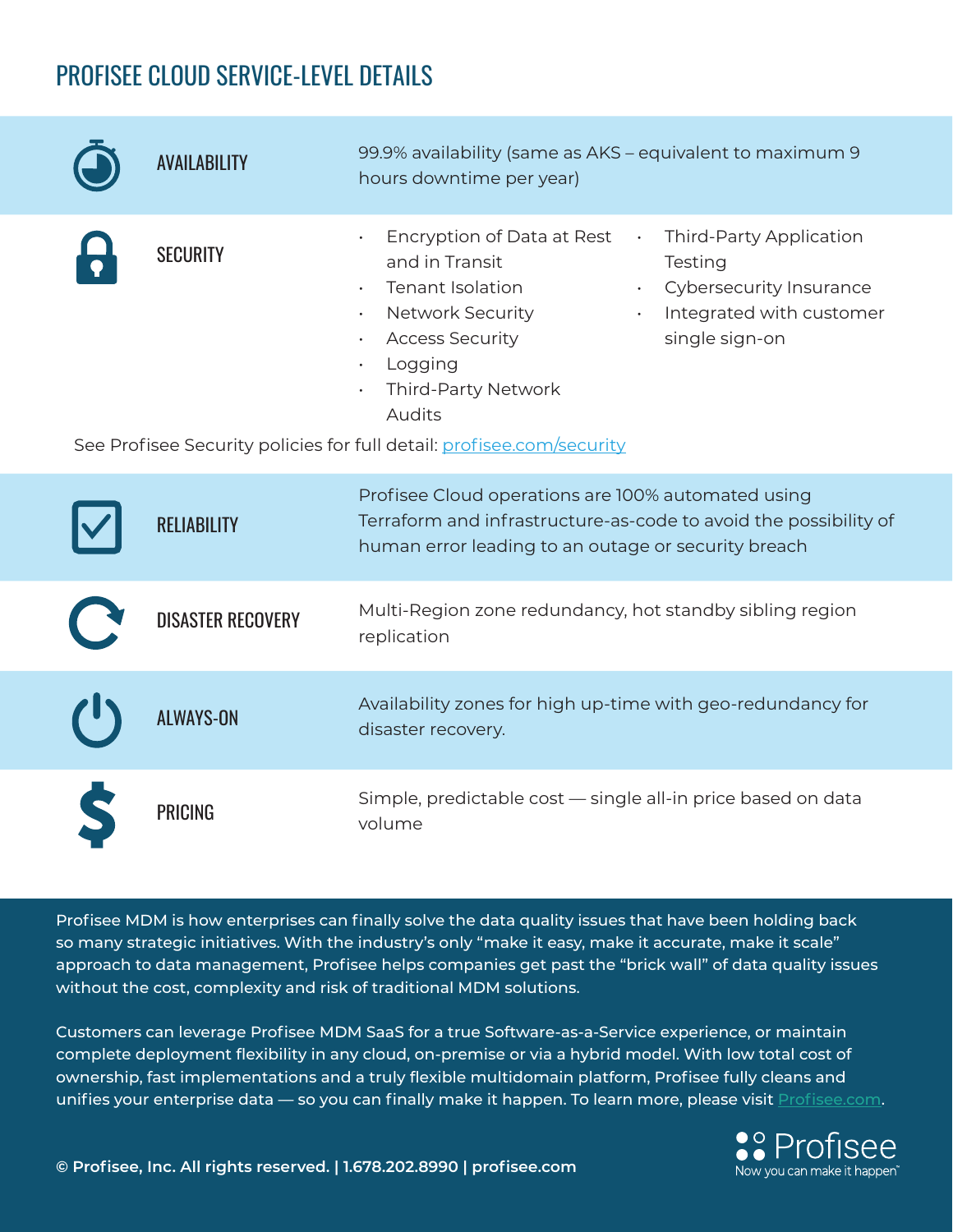## PROFISEE CLOUD SERVICE-LEVEL DETAILS

**AVAILABILITY**

99.9% availability (same as AKS – equivalent to maximum 9 hours downtime per year)

**SECURITY**

- Encryption of Data at Rest and in Transit
- Tenant Isolation
- Network Security
- Access Security
- Logging
- Third-Party Network Audits
- Third-Party Application Testing
- Cybersecurity Insurance
- Integrated with customer single sign-on

See Profisee Security policies for full detail: profisee.com/security

**RELIABILITY**

Profisee Cloud operations are 100% automated using Terraform and infrastructure-as-code to avoid the possibility of human error leading to an outage or security breach

**DISASTER RECOVERY**

Multi-Region zone redundancy, hot standby sibling region replication

**ALWAYS-ON**

Availability zones for high up-time with geo-redundancy for disaster recovery.

**PRICING**

Simple, predictable cost — single all-in price based on data volume

Profisee MDM is how enterprises can finally solve the data quality issues that have been holding back so many strategic initiatives. With the industry's only "make it easy, make it accurate, make it scale" approach to data management, Profisee helps companies get past the "brick wall" of data quality issues without the cost, complexity and risk of traditional MDM solutions.

Customers can leverage Profisee MDM SaaS for a true Software-as-a-Service experience, or maintain complete deployment flexibility in any cloud, on-premise or via a hybrid model. With low total cost of ownership, fast implementations and a truly flexible multidomain platform, Profisee fully cleans and unifies your enterprise data — so you can finally make it happen. To learn more, please visit Profisee.com.

**© Profisee, Inc. All rights reserved. | 1.678.202.8990 | profisee.com**

Profisee
Now you can make it happen™